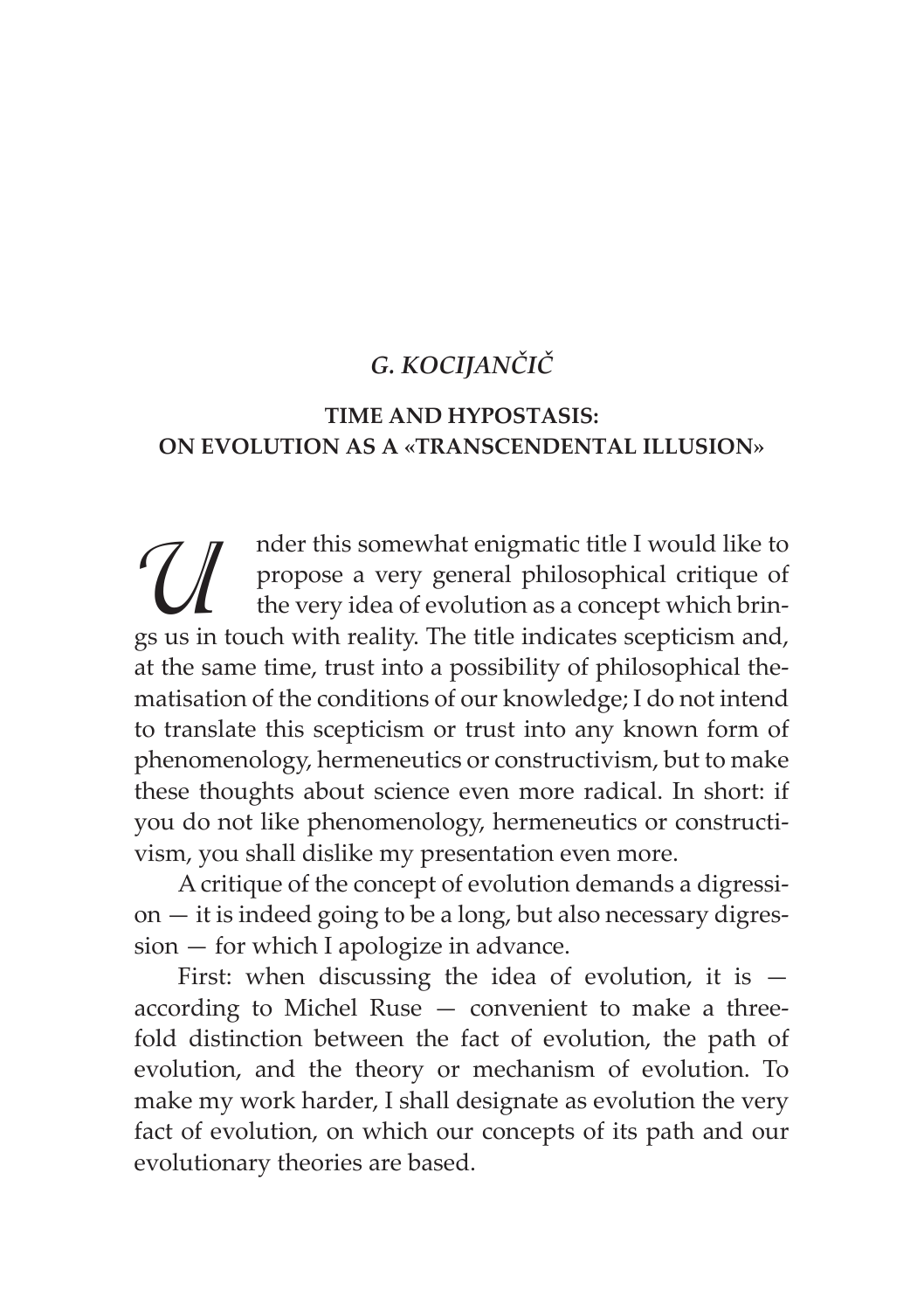*G. KOCIJANČIČ*

## TIME AND HYPOSTASIS: ON EVOLUTION AS A «TRANSCENDENTAL ILLUSION»

Under this somewhat enigmatic title I would like to propose a very general philosophical critique of the very idea of evolution as a concept which brings us in touch with reality. The title indicates scepticism and, at the same time, trust into a possibility of philosophical thematisation of the conditions of our knowledge; I do not intend to translate this scepticism or trust into any known form of phenomenology, hermeneutics or constructivism, but to make these thoughts about science even more radical. In short: if you do not like phenomenology, hermeneutics or constructivism, you shall dislike my presentation even more.

A critique of the concept of evolution demands a digression — it is indeed going to be a long, but also necessary digression — for which I apologize in advance.

First: when discussing the idea of evolution, it is — according to Michel Ruse — convenient to make a threefold distinction between the fact of evolution, the path of evolution, and the theory or mechanism of evolution. To make my work harder, I shall designate as evolution the very fact of evolution, on which our concepts of its path and our evolutionary theories are based.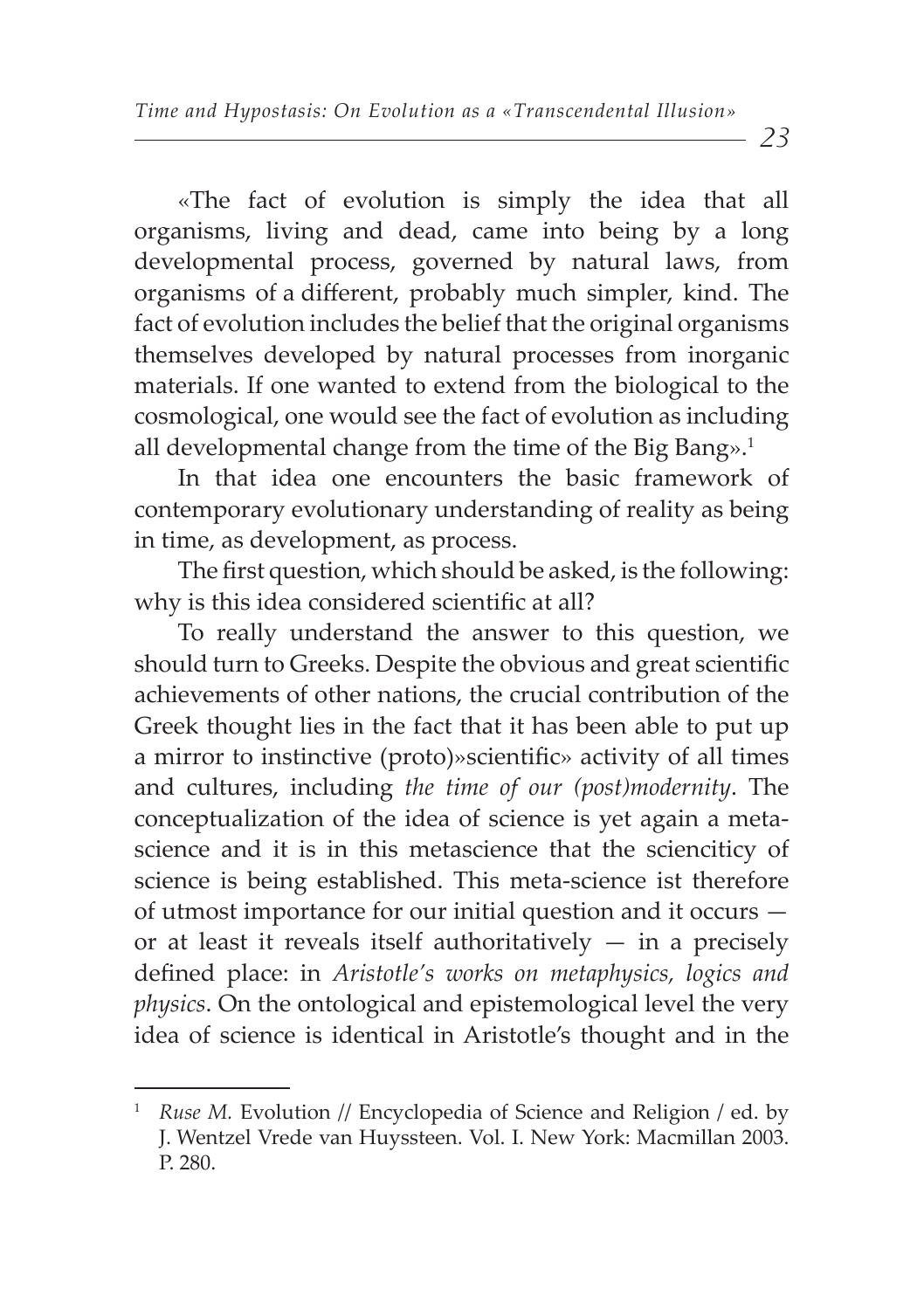«The fact of evolution is simply the idea that all organisms, living and dead, came into being by a long developmental process, governed by natural laws, from organisms of a different, probably much simpler, kind. The fact of evolution includes the belief that the original organisms themselves developed by natural processes from inorganic materials. If one wanted to extend from the biological to the cosmological, one would see the fact of evolution as including all developmental change from the time of the Big Bang».[1]

In that idea one encounters the basic framework of contemporary evolutionary understanding of reality as being in time, as development, as process.

The first question, which should be asked, is the following: why is this idea considered scientific at all?

To really understand the answer to this question, we should turn to Greeks. Despite the obvious and great scientific achievements of other nations, the crucial contribution of the Greek thought lies in the fact that it has been able to put up a mirror to instinctive (proto)»scientific» activity of all times and cultures, including *the time of our (post)modernity*. The conceptualization of the idea of science is yet again a meta-science and it is in this metascience that the scienciticy of science is being established. This meta-science ist therefore of utmost importance for our initial question and it occurs — or at least it reveals itself authoritatively — in a precisely defined place: in *Aristotle's works on metaphysics, logics and physics*. On the ontological and epistemological level the very idea of science is identical in Aristotle's thought and in the

---

[1] *Ruse M.* Evolution // Encyclopedia of Science and Religion / ed. by J. Wentzel Vrede van Huyssteen. Vol. I. New York: Macmillan 2003. P. 280.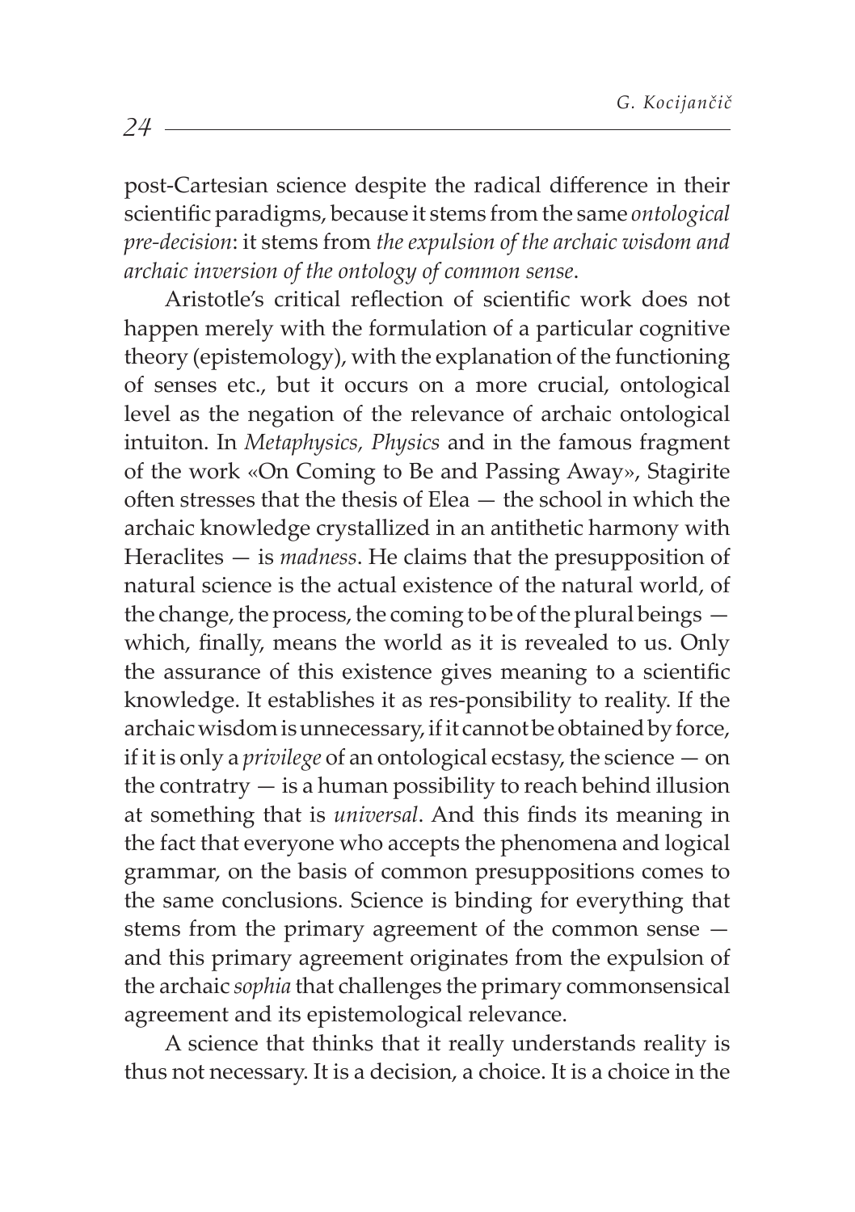post-Cartesian science despite the radical difference in their scientific paradigms, because it stems from the same *ontological pre-decision*: it stems from *the expulsion of the archaic wisdom and archaic inversion of the ontology of common sense*.

Aristotle's critical reflection of scientific work does not happen merely with the formulation of a particular cognitive theory (epistemology), with the explanation of the functioning of senses etc., but it occurs on a more crucial, ontological level as the negation of the relevance of archaic ontological intuiton. In *Metaphysics, Physics* and in the famous fragment of the work «On Coming to Be and Passing Away», Stagirite often stresses that the thesis of Elea — the school in which the archaic knowledge crystallized in an antithetic harmony with Heraclites — is *madness*. He claims that the presupposition of natural science is the actual existence of the natural world, of the change, the process, the coming to be of the plural beings — which, finally, means the world as it is revealed to us. Only the assurance of this existence gives meaning to a scientific knowledge. It establishes it as res-ponsibility to reality. If the archaic wisdom is unnecessary, if it cannot be obtained by force, if it is only a *privilege* of an ontological ecstasy, the science — on the contratry — is a human possibility to reach behind illusion at something that is *universal*. And this finds its meaning in the fact that everyone who accepts the phenomena and logical grammar, on the basis of common presuppositions comes to the same conclusions. Science is binding for everything that stems from the primary agreement of the common sense — and this primary agreement originates from the expulsion of the archaic *sophia* that challenges the primary commonsensical agreement and its epistemological relevance.

A science that thinks that it really understands reality is thus not necessary. It is a decision, a choice. It is a choice in the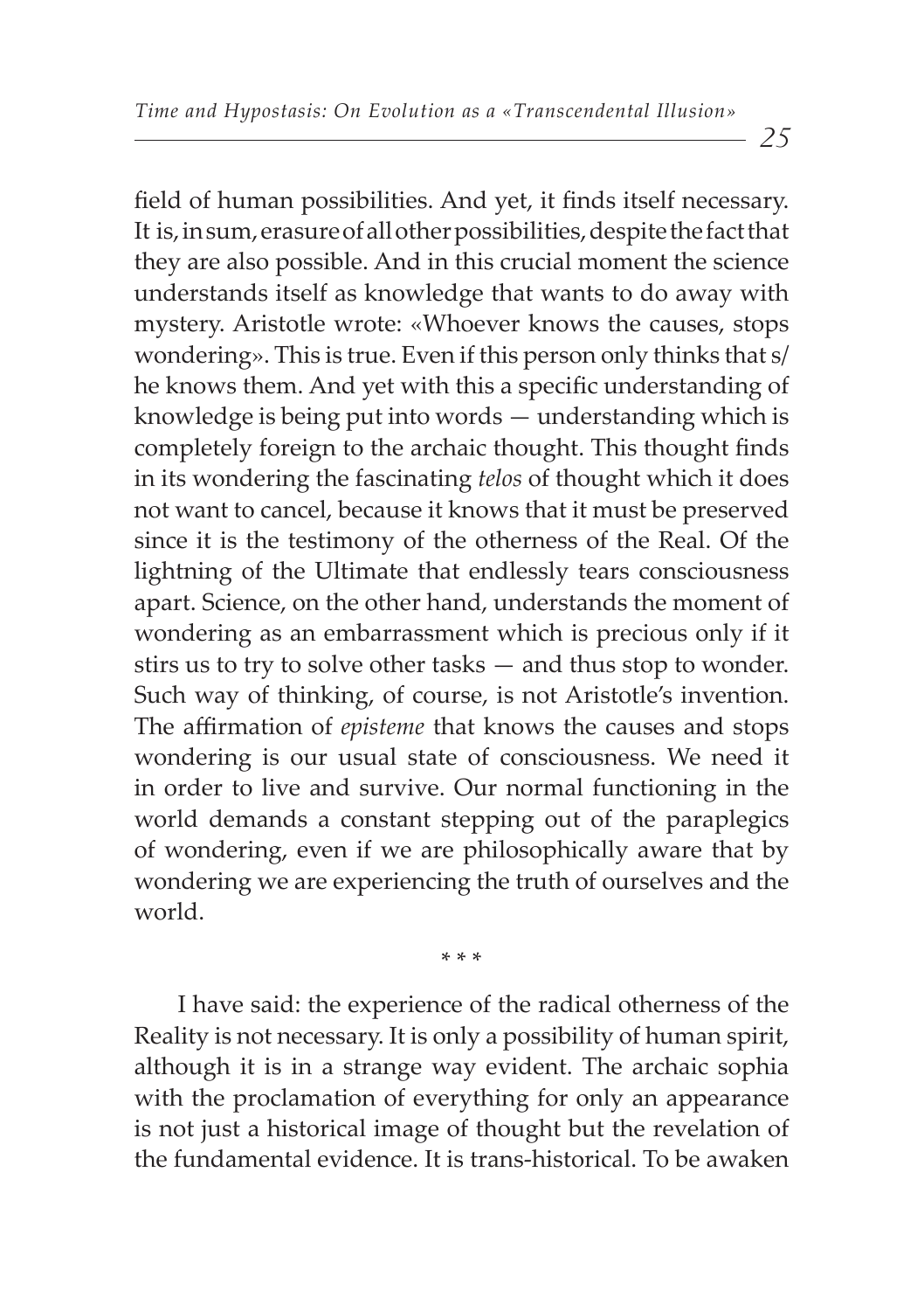field of human possibilities. And yet, it finds itself necessary. It is, in sum, erasure of all other possibilities, despite the fact that they are also possible. And in this crucial moment the science understands itself as knowledge that wants to do away with mystery. Aristotle wrote: «Whoever knows the causes, stops wondering». This is true. Even if this person only thinks that s/he knows them. And yet with this a specific understanding of knowledge is being put into words — understanding which is completely foreign to the archaic thought. This thought finds in its wondering the fascinating *telos* of thought which it does not want to cancel, because it knows that it must be preserved since it is the testimony of the otherness of the Real. Of the lightning of the Ultimate that endlessly tears consciousness apart. Science, on the other hand, understands the moment of wondering as an embarrassment which is precious only if it stirs us to try to solve other tasks — and thus stop to wonder. Such way of thinking, of course, is not Aristotle's invention. The affirmation of *episteme* that knows the causes and stops wondering is our usual state of consciousness. We need it in order to live and survive. Our normal functioning in the world demands a constant stepping out of the paraplegics of wondering, even if we are philosophically aware that by wondering we are experiencing the truth of ourselves and the world.

\* \* \*

I have said: the experience of the radical otherness of the Reality is not necessary. It is only a possibility of human spirit, although it is in a strange way evident. The archaic sophia with the proclamation of everything for only an appearance is not just a historical image of thought but the revelation of the fundamental evidence. It is trans-historical. To be awaken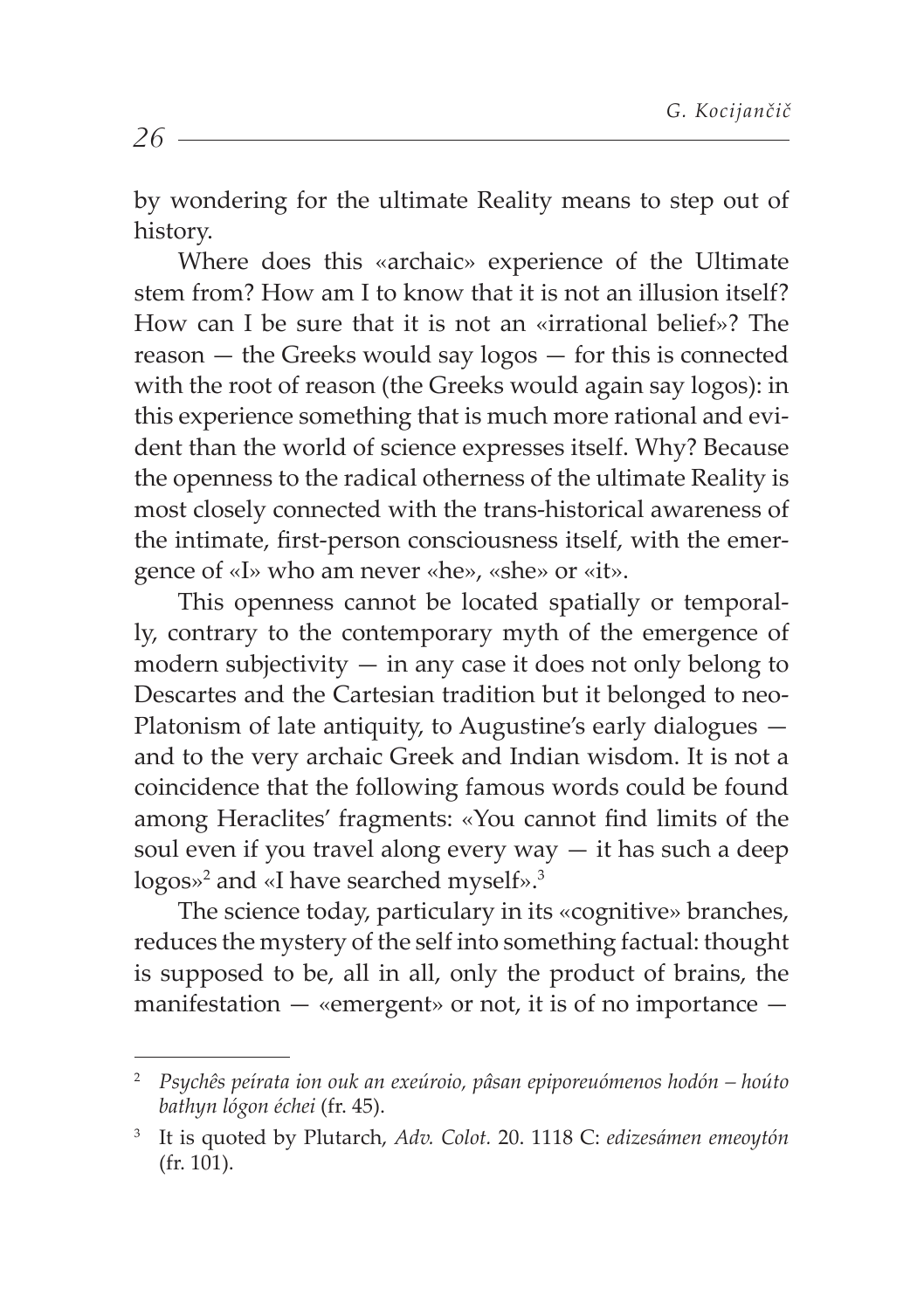by wondering for the ultimate Reality means to step out of history.

Where does this «archaic» experience of the Ultimate stem from? How am I to know that it is not an illusion itself? How can I be sure that it is not an «irrational belief»? The reason — the Greeks would say logos — for this is connected with the root of reason (the Greeks would again say logos): in this experience something that is much more rational and evident than the world of science expresses itself. Why? Because the openness to the radical otherness of the ultimate Reality is most closely connected with the trans-historical awareness of the intimate, first-person consciousness itself, with the emergence of «I» who am never «he», «she» or «it».

This openness cannot be located spatially or temporally, contrary to the contemporary myth of the emergence of modern subjectivity — in any case it does not only belong to Descartes and the Cartesian tradition but it belonged to neo-Platonism of late antiquity, to Augustine's early dialogues — and to the very archaic Greek and Indian wisdom. It is not a coincidence that the following famous words could be found among Heraclites' fragments: «You cannot find limits of the soul even if you travel along every way — it has such a deep logos»[2] and «I have searched myself».[3]

The science today, particulary in its «cognitive» branches, reduces the mystery of the self into something factual: thought is supposed to be, all in all, only the product of brains, the manifestation — «emergent» or not, it is of no importance —

---

[2] *Psychês peírata ion ouk an exeúroio, pâsan epiporeuómenos hodón – hoúto bathyn lógon échei* (fr. 45).

[3] It is quoted by Plutarch, *Adv. Colot.* 20. 1118 C: *edizesámen emeoytón* (fr. 101).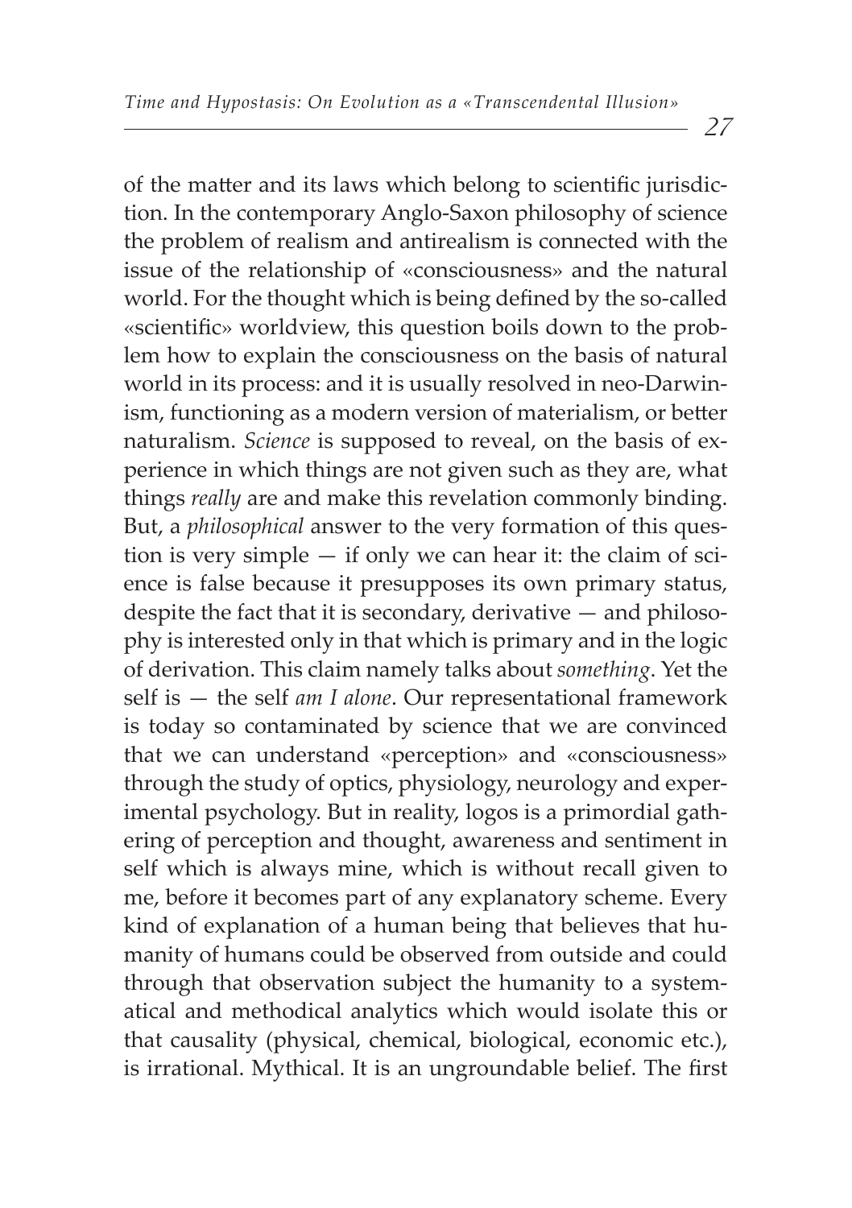of the matter and its laws which belong to scientific jurisdiction. In the contemporary Anglo-Saxon philosophy of science the problem of realism and antirealism is connected with the issue of the relationship of «consciousness» and the natural world. For the thought which is being defined by the so-called «scientific» worldview, this question boils down to the problem how to explain the consciousness on the basis of natural world in its process: and it is usually resolved in neo-Darwinism, functioning as a modern version of materialism, or better naturalism. *Science* is supposed to reveal, on the basis of experience in which things are not given such as they are, what things *really* are and make this revelation commonly binding. But, a *philosophical* answer to the very formation of this question is very simple — if only we can hear it: the claim of science is false because it presupposes its own primary status, despite the fact that it is secondary, derivative — and philosophy is interested only in that which is primary and in the logic of derivation. This claim namely talks about *something*. Yet the self is — the self *am I alone*. Our representational framework is today so contaminated by science that we are convinced that we can understand «perception» and «consciousness» through the study of optics, physiology, neurology and experimental psychology. But in reality, logos is a primordial gathering of perception and thought, awareness and sentiment in self which is always mine, which is without recall given to me, before it becomes part of any explanatory scheme. Every kind of explanation of a human being that believes that humanity of humans could be observed from outside and could through that observation subject the humanity to a systematical and methodical analytics which would isolate this or that causality (physical, chemical, biological, economic etc.), is irrational. Mythical. It is an ungroundable belief. The first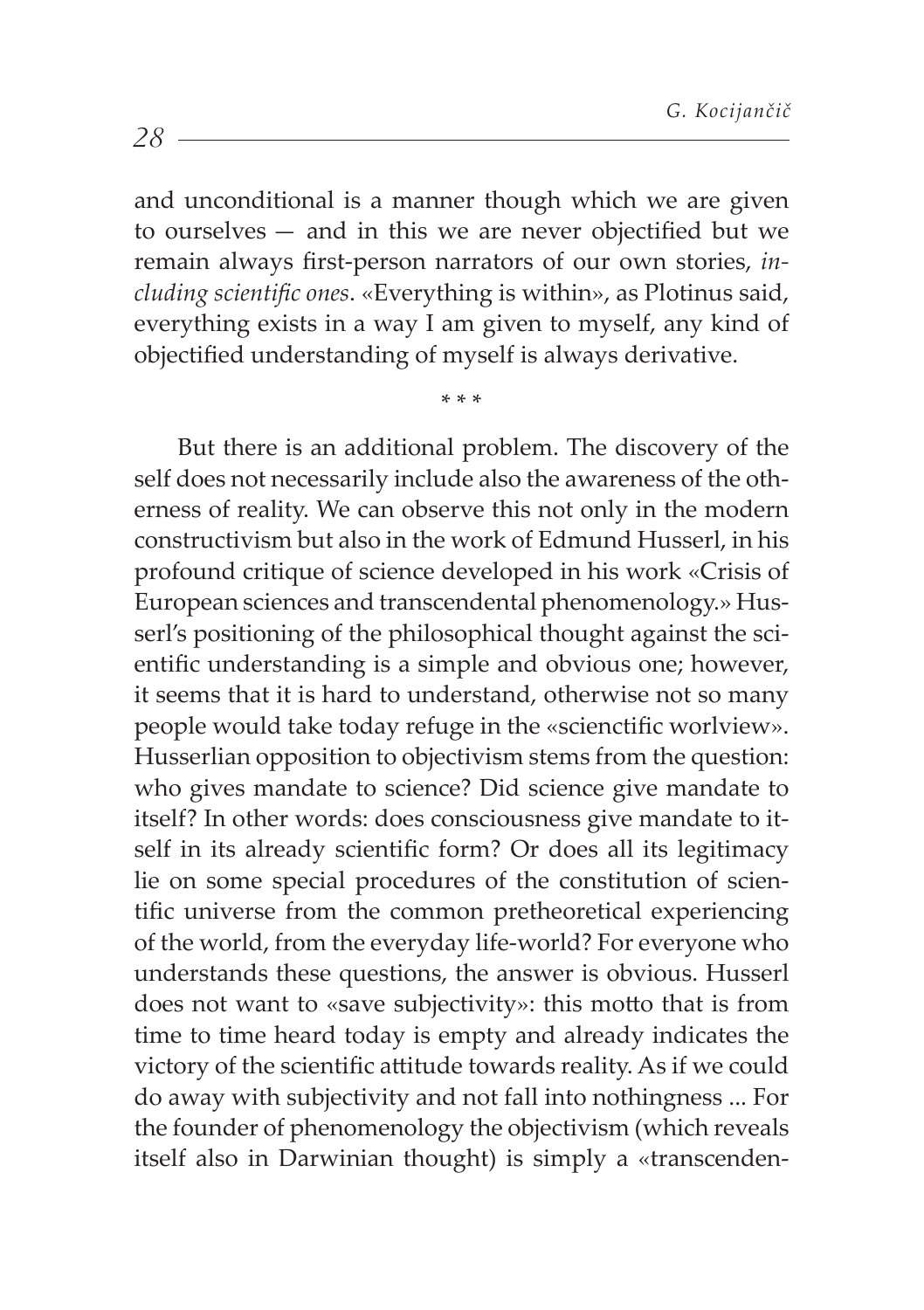and unconditional is a manner though which we are given to ourselves — and in this we are never objectified but we remain always first-person narrators of our own stories, *including scientific ones*. «Everything is within», as Plotinus said, everything exists in a way I am given to myself, any kind of objectified understanding of myself is always derivative.

\* \* \*

But there is an additional problem. The discovery of the self does not necessarily include also the awareness of the otherness of reality. We can observe this not only in the modern constructivism but also in the work of Edmund Husserl, in his profound critique of science developed in his work «Crisis of European sciences and transcendental phenomenology.» Husserl's positioning of the philosophical thought against the scientific understanding is a simple and obvious one; however, it seems that it is hard to understand, otherwise not so many people would take today refuge in the «scienctific worlview». Husserlian opposition to objectivism stems from the question: who gives mandate to science? Did science give mandate to itself? In other words: does consciousness give mandate to itself in its already scientific form? Or does all its legitimacy lie on some special procedures of the constitution of scientific universe from the common pretheoretical experiencing of the world, from the everyday life-world? For everyone who understands these questions, the answer is obvious. Husserl does not want to «save subjectivity»: this motto that is from time to time heard today is empty and already indicates the victory of the scientific attitude towards reality. As if we could do away with subjectivity and not fall into nothingness ... For the founder of phenomenology the objectivism (which reveals itself also in Darwinian thought) is simply a «transcenden-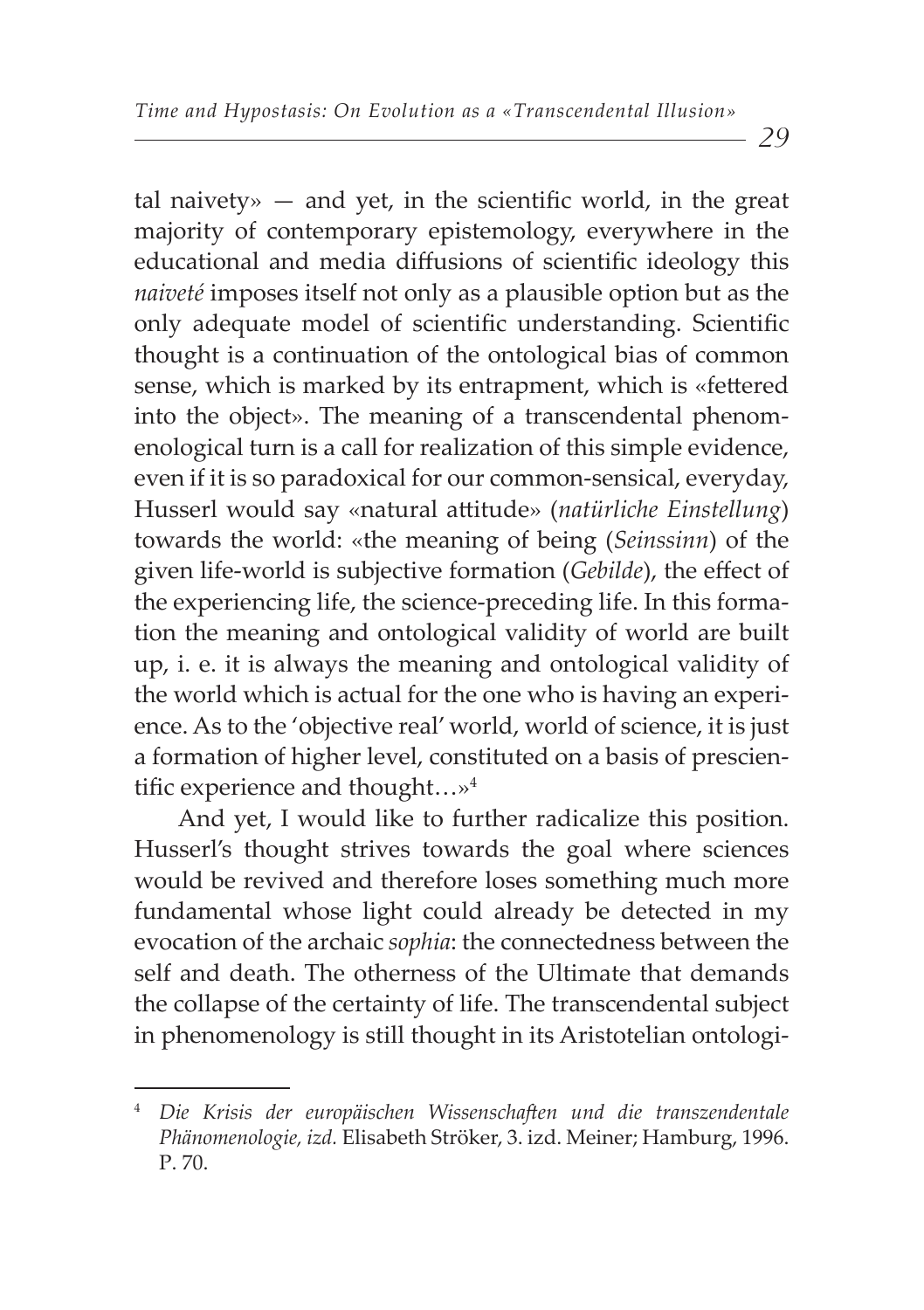tal naivety» — and yet, in the scientific world, in the great majority of contemporary epistemology, everywhere in the educational and media diffusions of scientific ideology this *naiveté* imposes itself not only as a plausible option but as the only adequate model of scientific understanding. Scientific thought is a continuation of the ontological bias of common sense, which is marked by its entrapment, which is «fettered into the object». The meaning of a transcendental phenomenological turn is a call for realization of this simple evidence, even if it is so paradoxical for our common-sensical, everyday, Husserl would say «natural attitude» (*natürliche Einstellung*) towards the world: «the meaning of being (*Seinssinn*) of the given life-world is subjective formation (*Gebilde*), the effect of the experiencing life, the science-preceding life. In this formation the meaning and ontological validity of world are built up, i. e. it is always the meaning and ontological validity of the world which is actual for the one who is having an experience. As to the 'objective real' world, world of science, it is just a formation of higher level, constituted on a basis of prescientific experience and thought…»[4]

And yet, I would like to further radicalize this position. Husserl's thought strives towards the goal where sciences would be revived and therefore loses something much more fundamental whose light could already be detected in my evocation of the archaic *sophia*: the connectedness between the self and death. The otherness of the Ultimate that demands the collapse of the certainty of life. The transcendental subject in phenomenology is still thought in its Aristotelian ontologi-

---

[4] *Die Krisis der europäischen Wissenschaften und die transzendentale Phänomenologie, izd.* Elisabeth Ströker, 3. izd. Meiner; Hamburg, 1996. P. 70.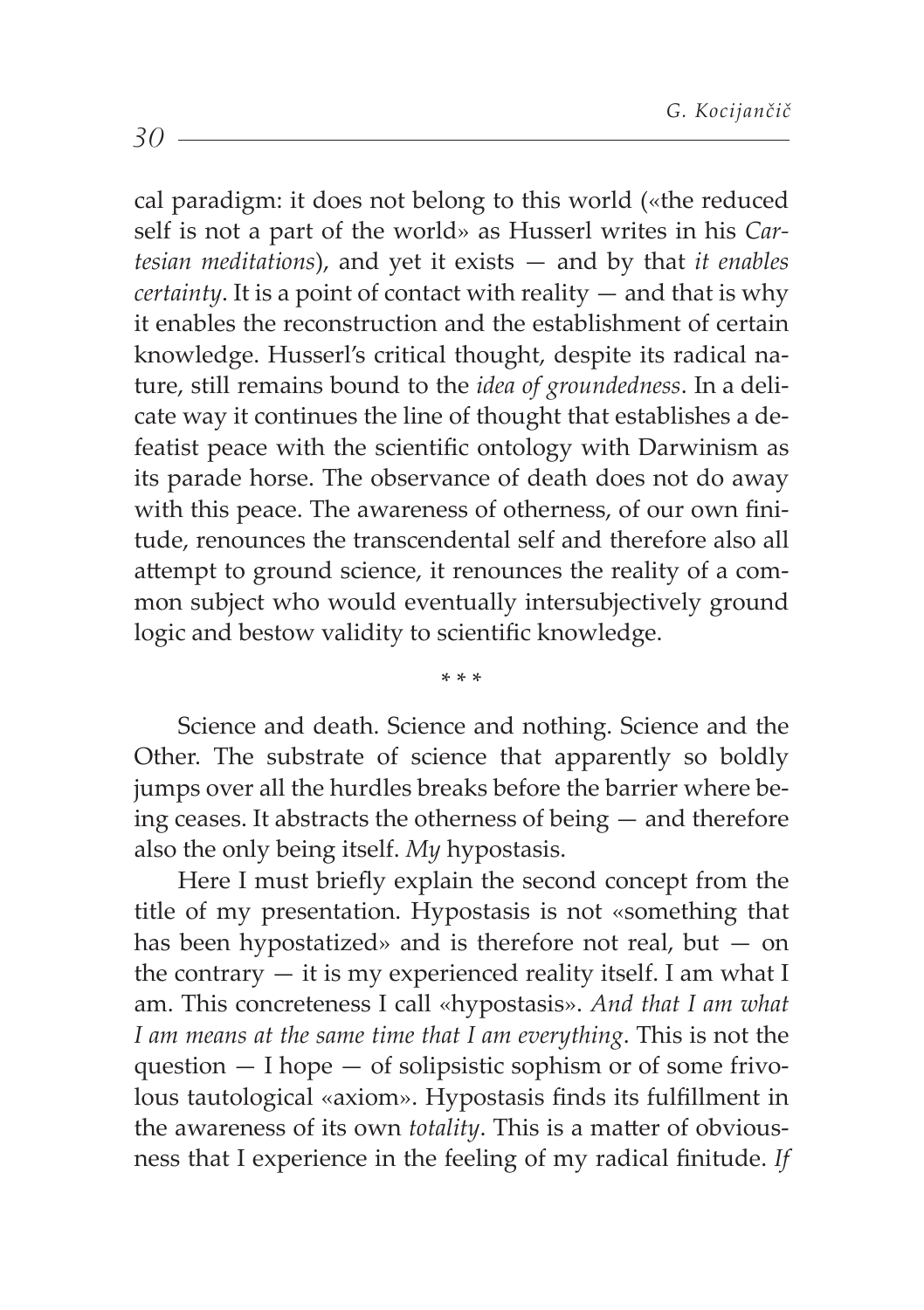cal paradigm: it does not belong to this world («the reduced self is not a part of the world» as Husserl writes in his *Cartesian meditations*), and yet it exists — and by that *it enables certainty*. It is a point of contact with reality — and that is why it enables the reconstruction and the establishment of certain knowledge. Husserl's critical thought, despite its radical nature, still remains bound to the *idea of groundedness*. In a delicate way it continues the line of thought that establishes a defeatist peace with the scientific ontology with Darwinism as its parade horse. The observance of death does not do away with this peace. The awareness of otherness, of our own finitude, renounces the transcendental self and therefore also all attempt to ground science, it renounces the reality of a common subject who would eventually intersubjectively ground logic and bestow validity to scientific knowledge.

\* \* \*

Science and death. Science and nothing. Science and the Other. The substrate of science that apparently so boldly jumps over all the hurdles breaks before the barrier where being ceases. It abstracts the otherness of being — and therefore also the only being itself. *My* hypostasis.

Here I must briefly explain the second concept from the title of my presentation. Hypostasis is not «something that has been hypostatized» and is therefore not real, but — on the contrary — it is my experienced reality itself. I am what I am. This concreteness I call «hypostasis». *And that I am what I am means at the same time that I am everything*. This is not the question — I hope — of solipsistic sophism or of some frivolous tautological «axiom». Hypostasis finds its fulfillment in the awareness of its own *totality*. This is a matter of obviousness that I experience in the feeling of my radical finitude. *If*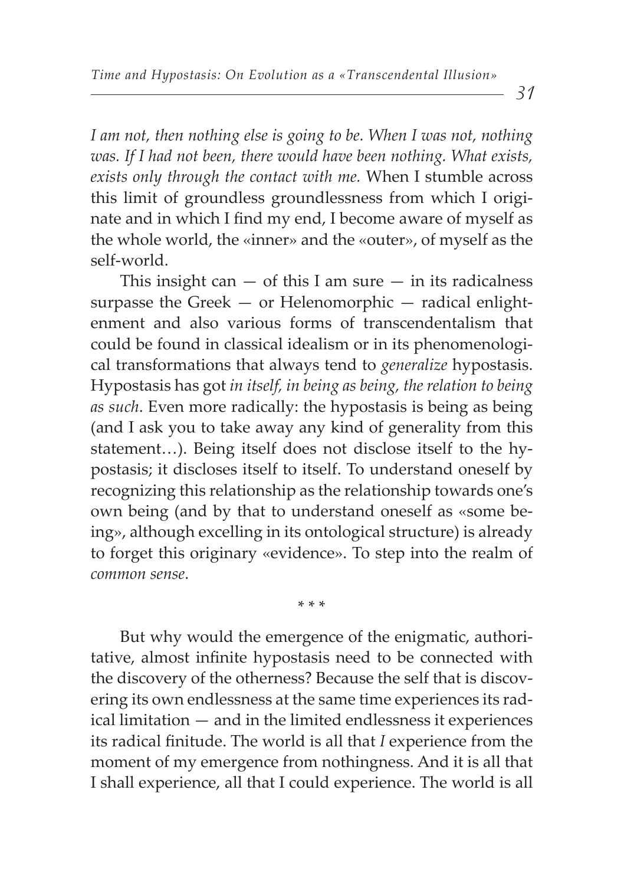*I am not, then nothing else is going to be. When I was not, nothing was. If I had not been, there would have been nothing. What exists, exists only through the contact with me.* When I stumble across this limit of groundless groundlessness from which I originate and in which I find my end, I become aware of myself as the whole world, the «inner» and the «outer», of myself as the self-world.

This insight can — of this I am sure — in its radicalness surpasse the Greek — or Helenomorphic — radical enlightenment and also various forms of transcendentalism that could be found in classical idealism or in its phenomenological transformations that always tend to *generalize* hypostasis. Hypostasis has got *in itself, in being as being, the relation to being as such*. Even more radically: the hypostasis is being as being (and I ask you to take away any kind of generality from this statement…). Being itself does not disclose itself to the hypostasis; it discloses itself to itself. To understand oneself by recognizing this relationship as the relationship towards one's own being (and by that to understand oneself as «some being», although excelling in its ontological structure) is already to forget this originary «evidence». To step into the realm of *common sense*.

* * *

But why would the emergence of the enigmatic, authoritative, almost infinite hypostasis need to be connected with the discovery of the otherness? Because the self that is discovering its own endlessness at the same time experiences its radical limitation — and in the limited endlessness it experiences its radical finitude. The world is all that *I* experience from the moment of my emergence from nothingness. And it is all that I shall experience, all that I could experience. The world is all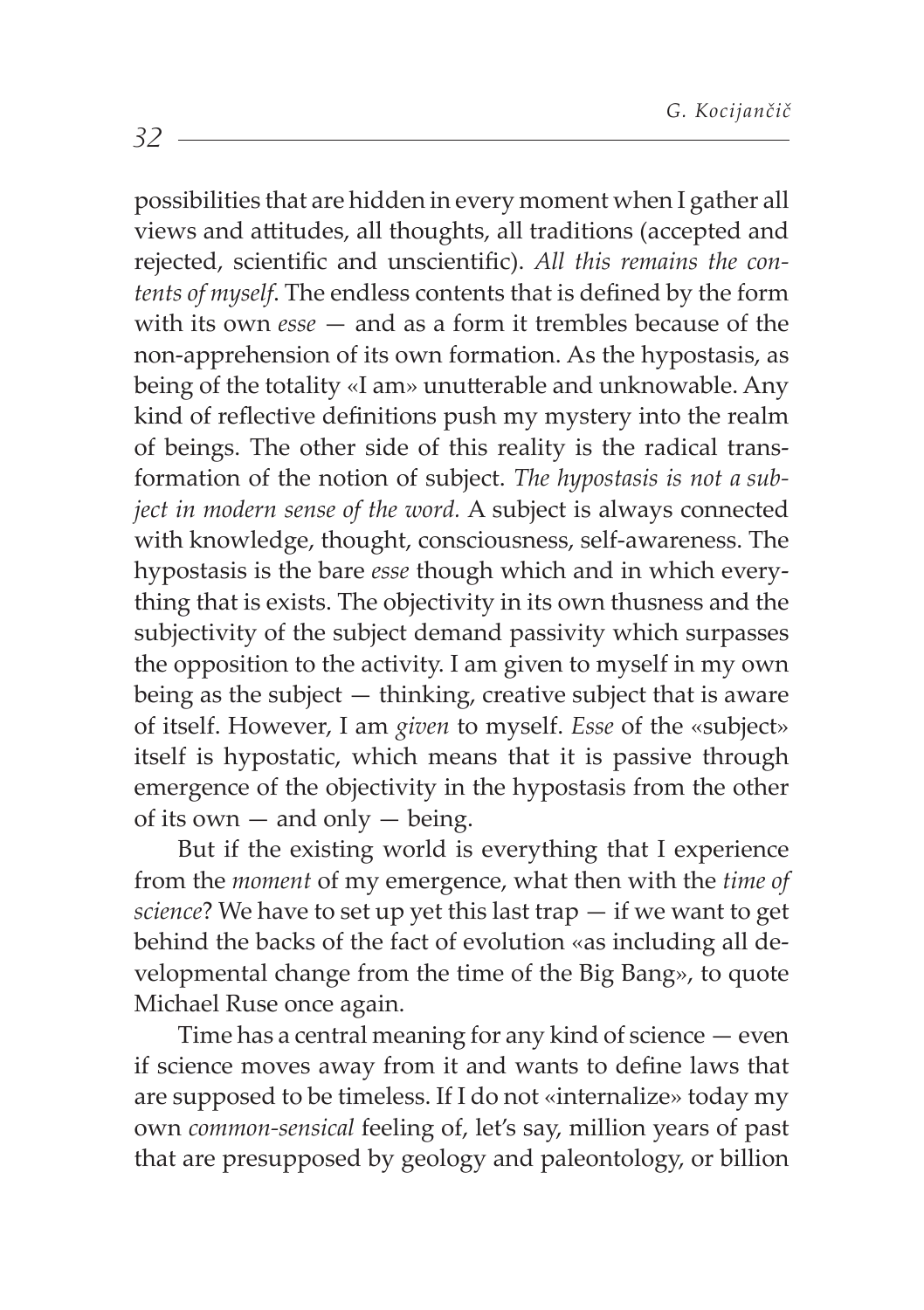possibilities that are hidden in every moment when I gather all views and attitudes, all thoughts, all traditions (accepted and rejected, scientific and unscientific). *All this remains the contents of myself*. The endless contents that is defined by the form with its own *esse* — and as a form it trembles because of the non-apprehension of its own formation. As the hypostasis, as being of the totality «I am» unutterable and unknowable. Any kind of reflective definitions push my mystery into the realm of beings. The other side of this reality is the radical transformation of the notion of subject. *The hypostasis is not a subject in modern sense of the word.* A subject is always connected with knowledge, thought, consciousness, self-awareness. The hypostasis is the bare *esse* though which and in which everything that is exists. The objectivity in its own thusness and the subjectivity of the subject demand passivity which surpasses the opposition to the activity. I am given to myself in my own being as the subject — thinking, creative subject that is aware of itself. However, I am *given* to myself. *Esse* of the «subject» itself is hypostatic, which means that it is passive through emergence of the objectivity in the hypostasis from the other of its own — and only — being.

But if the existing world is everything that I experience from the *moment* of my emergence, what then with the *time of science*? We have to set up yet this last trap — if we want to get behind the backs of the fact of evolution «as including all developmental change from the time of the Big Bang», to quote Michael Ruse once again.

Time has a central meaning for any kind of science — even if science moves away from it and wants to define laws that are supposed to be timeless. If I do not «internalize» today my own *common-sensical* feeling of, let's say, million years of past that are presupposed by geology and paleontology, or billion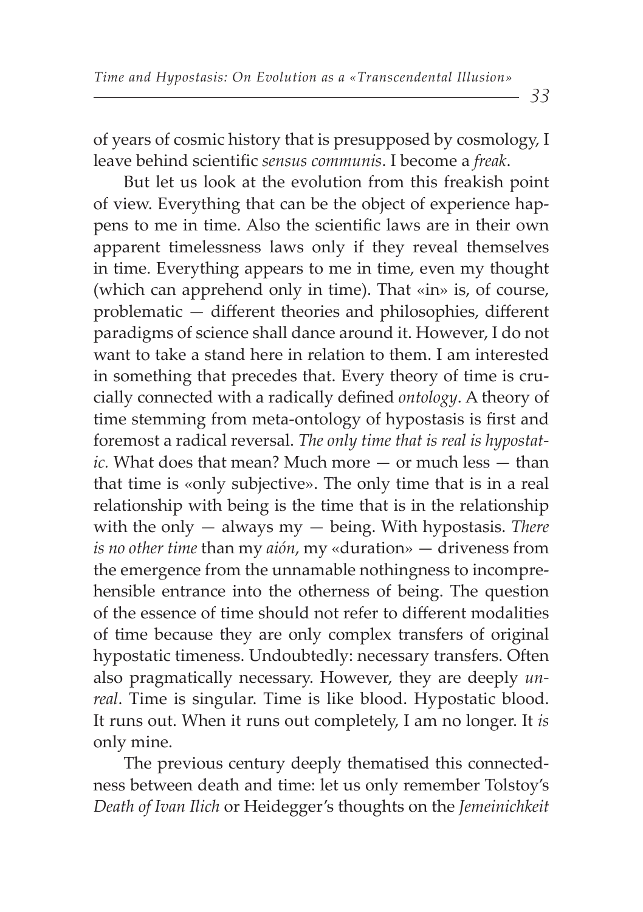of years of cosmic history that is presupposed by cosmology, I leave behind scientific *sensus communis*. I become a *freak*.

But let us look at the evolution from this freakish point of view. Everything that can be the object of experience happens to me in time. Also the scientific laws are in their own apparent timelessness laws only if they reveal themselves in time. Everything appears to me in time, even my thought (which can apprehend only in time). That «in» is, of course, problematic — different theories and philosophies, different paradigms of science shall dance around it. However, I do not want to take a stand here in relation to them. I am interested in something that precedes that. Every theory of time is crucially connected with a radically defined *ontology*. A theory of time stemming from meta-ontology of hypostasis is first and foremost a radical reversal. *The only time that is real is hypostatic.* What does that mean? Much more — or much less — than that time is «only subjective». The only time that is in a real relationship with being is the time that is in the relationship with the only — always my — being. With hypostasis. *There is no other time* than my *aión*, my «duration» — driveness from the emergence from the unnamable nothingness to incomprehensible entrance into the otherness of being. The question of the essence of time should not refer to different modalities of time because they are only complex transfers of original hypostatic timeness. Undoubtedly: necessary transfers. Often also pragmatically necessary. However, they are deeply *unreal*. Time is singular. Time is like blood. Hypostatic blood. It runs out. When it runs out completely, I am no longer. It *is* only mine.

The previous century deeply thematised this connectedness between death and time: let us only remember Tolstoy's *Death of Ivan Ilich* or Heidegger's thoughts on the *Jemeinichkeit*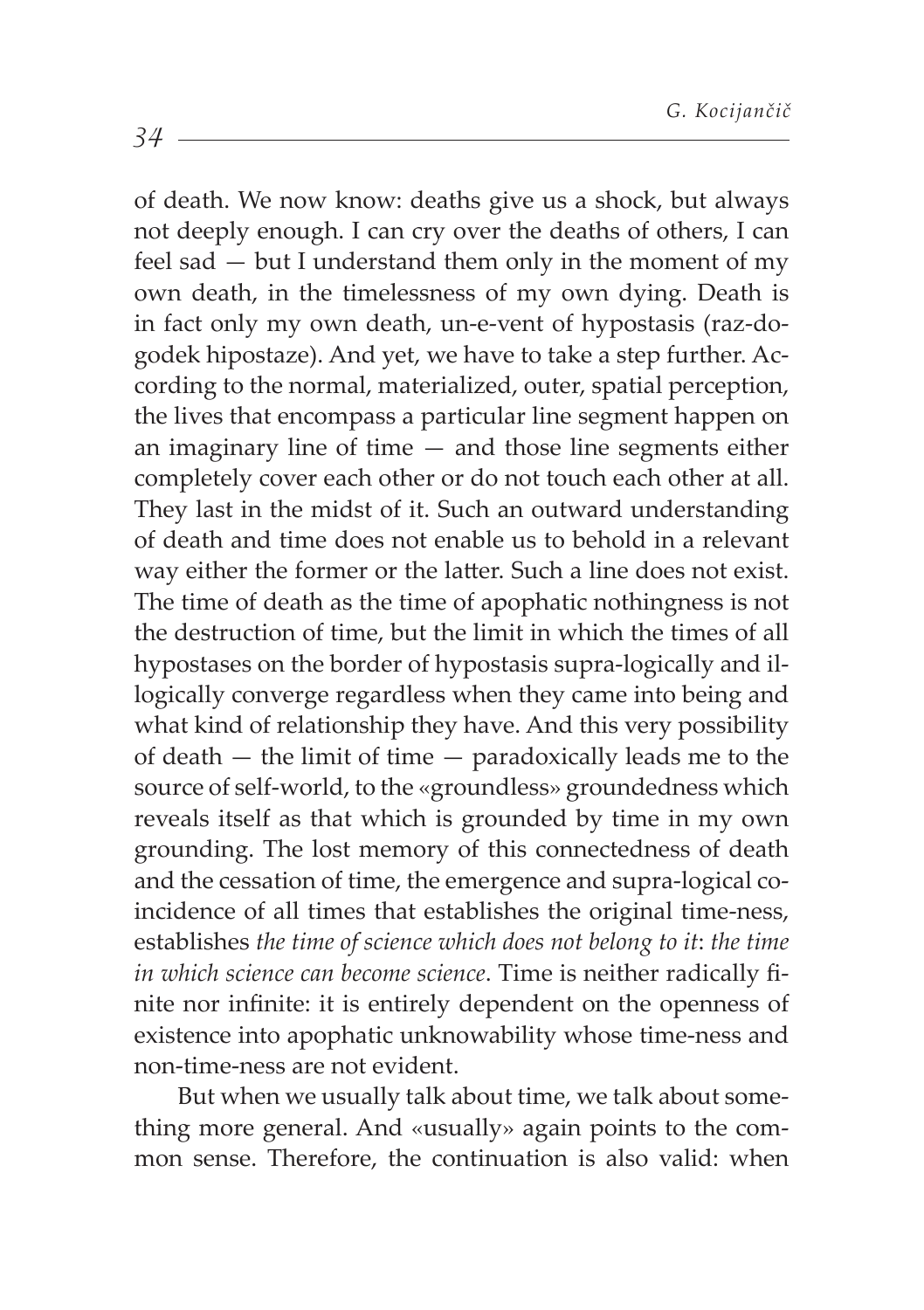of death. We now know: deaths give us a shock, but always not deeply enough. I can cry over the deaths of others, I can feel sad — but I understand them only in the moment of my own death, in the timelessness of my own dying. Death is in fact only my own death, un-e-vent of hypostasis (raz-do-godek hipostaze). And yet, we have to take a step further. According to the normal, materialized, outer, spatial perception, the lives that encompass a particular line segment happen on an imaginary line of time — and those line segments either completely cover each other or do not touch each other at all. They last in the midst of it. Such an outward understanding of death and time does not enable us to behold in a relevant way either the former or the latter. Such a line does not exist. The time of death as the time of apophatic nothingness is not the destruction of time, but the limit in which the times of all hypostases on the border of hypostasis supra-logically and illogically converge regardless when they came into being and what kind of relationship they have. And this very possibility of death — the limit of time — paradoxically leads me to the source of self-world, to the «groundless» groundedness which reveals itself as that which is grounded by time in my own grounding. The lost memory of this connectedness of death and the cessation of time, the emergence and supra-logical coincidence of all times that establishes the original time-ness, establishes *the time of science which does not belong to it*: *the time in which science can become science*. Time is neither radically finite nor infinite: it is entirely dependent on the openness of existence into apophatic unknowability whose time-ness and non-time-ness are not evident.

But when we usually talk about time, we talk about something more general. And «usually» again points to the common sense. Therefore, the continuation is also valid: when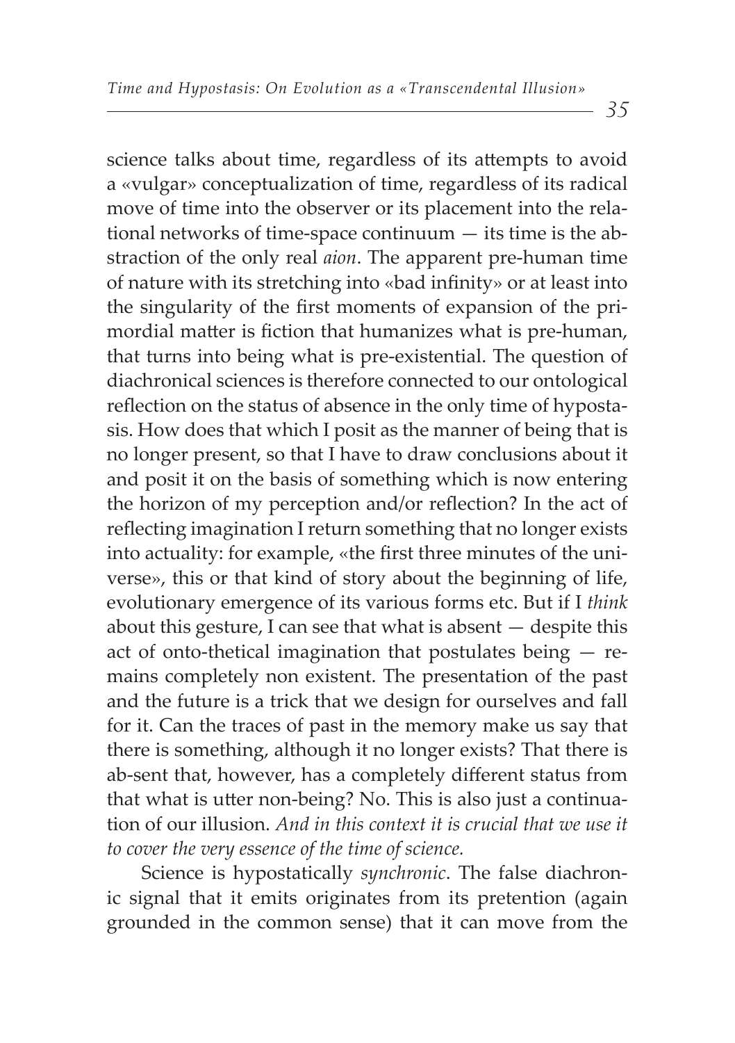science talks about time, regardless of its attempts to avoid a «vulgar» conceptualization of time, regardless of its radical move of time into the observer or its placement into the relational networks of time-space continuum — its time is the abstraction of the only real *aion*. The apparent pre-human time of nature with its stretching into «bad infinity» or at least into the singularity of the first moments of expansion of the primordial matter is fiction that humanizes what is pre-human, that turns into being what is pre-existential. The question of diachronical sciences is therefore connected to our ontological reflection on the status of absence in the only time of hypostasis. How does that which I posit as the manner of being that is no longer present, so that I have to draw conclusions about it and posit it on the basis of something which is now entering the horizon of my perception and/or reflection? In the act of reflecting imagination I return something that no longer exists into actuality: for example, «the first three minutes of the universe», this or that kind of story about the beginning of life, evolutionary emergence of its various forms etc. But if I *think* about this gesture, I can see that what is absent — despite this act of onto-thetical imagination that postulates being — remains completely non existent. The presentation of the past and the future is a trick that we design for ourselves and fall for it. Can the traces of past in the memory make us say that there is something, although it no longer exists? That there is ab-sent that, however, has a completely different status from that what is utter non-being? No. This is also just a continuation of our illusion. *And in this context it is crucial that we use it to cover the very essence of the time of science.*

Science is hypostatically *synchronic*. The false diachronic signal that it emits originates from its pretention (again grounded in the common sense) that it can move from the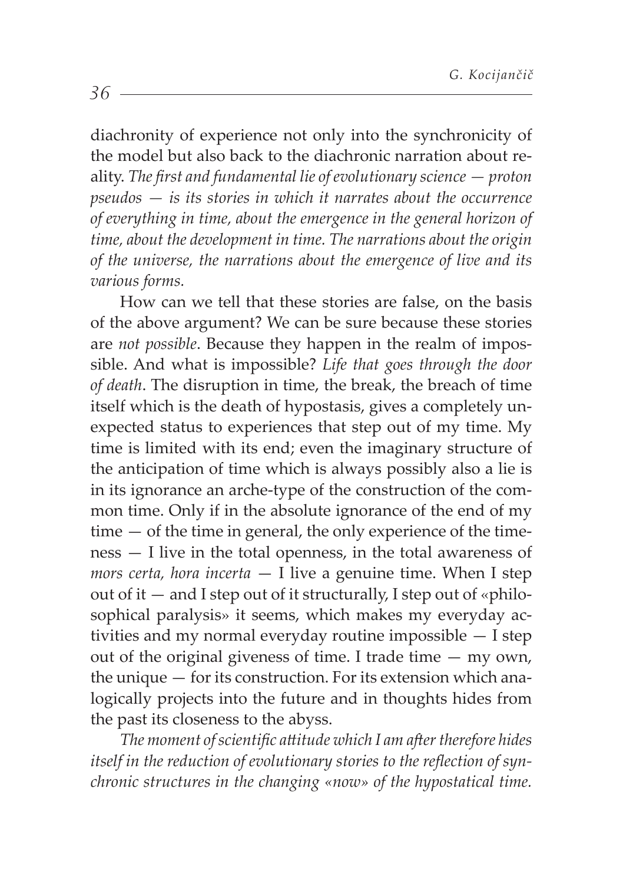diachronity of experience not only into the synchronicity of the model but also back to the diachronic narration about reality. *The first and fundamental lie of evolutionary science — proton pseudos — is its stories in which it narrates about the occurrence of everything in time, about the emergence in the general horizon of time, about the development in time. The narrations about the origin of the universe, the narrations about the emergence of live and its various forms.*

How can we tell that these stories are false, on the basis of the above argument? We can be sure because these stories are *not possible*. Because they happen in the realm of impossible. And what is impossible? *Life that goes through the door of death*. The disruption in time, the break, the breach of time itself which is the death of hypostasis, gives a completely unexpected status to experiences that step out of my time. My time is limited with its end; even the imaginary structure of the anticipation of time which is always possibly also a lie is in its ignorance an arche-type of the construction of the common time. Only if in the absolute ignorance of the end of my time — of the time in general, the only experience of the timeness — I live in the total openness, in the total awareness of *mors certa, hora incerta* — I live a genuine time. When I step out of it — and I step out of it structurally, I step out of «philosophical paralysis» it seems, which makes my everyday activities and my normal everyday routine impossible — I step out of the original giveness of time. I trade time — my own, the unique — for its construction. For its extension which analogically projects into the future and in thoughts hides from the past its closeness to the abyss.

*The moment of scientific attitude which I am after therefore hides itself in the reduction of evolutionary stories to the reflection of synchronic structures in the changing «now» of the hypostatical time.*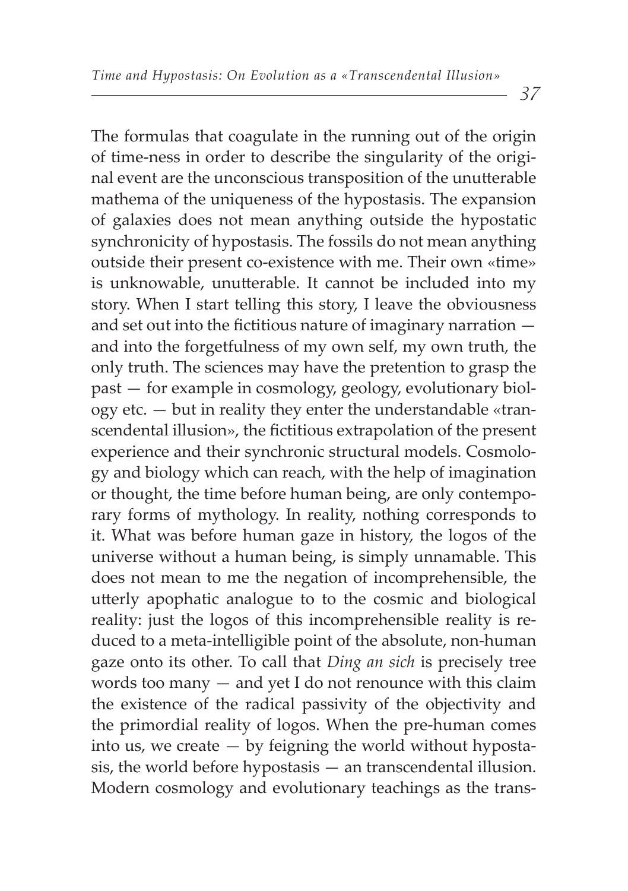The formulas that coagulate in the running out of the origin of time-ness in order to describe the singularity of the original event are the unconscious transposition of the unutterable mathema of the uniqueness of the hypostasis. The expansion of galaxies does not mean anything outside the hypostatic synchronicity of hypostasis. The fossils do not mean anything outside their present co-existence with me. Their own «time» is unknowable, unutterable. It cannot be included into my story. When I start telling this story, I leave the obviousness and set out into the fictitious nature of imaginary narration — and into the forgetfulness of my own self, my own truth, the only truth. The sciences may have the pretention to grasp the past — for example in cosmology, geology, evolutionary biology etc. — but in reality they enter the understandable «transcendental illusion», the fictitious extrapolation of the present experience and their synchronic structural models. Cosmology and biology which can reach, with the help of imagination or thought, the time before human being, are only contemporary forms of mythology. In reality, nothing corresponds to it. What was before human gaze in history, the logos of the universe without a human being, is simply unnamable. This does not mean to me the negation of incomprehensible, the utterly apophatic analogue to to the cosmic and biological reality: just the logos of this incomprehensible reality is reduced to a meta-intelligible point of the absolute, non-human gaze onto its other. To call that *Ding an sich* is precisely tree words too many — and yet I do not renounce with this claim the existence of the radical passivity of the objectivity and the primordial reality of logos. When the pre-human comes into us, we create — by feigning the world without hypostasis, the world before hypostasis — an transcendental illusion. Modern cosmology and evolutionary teachings as the trans-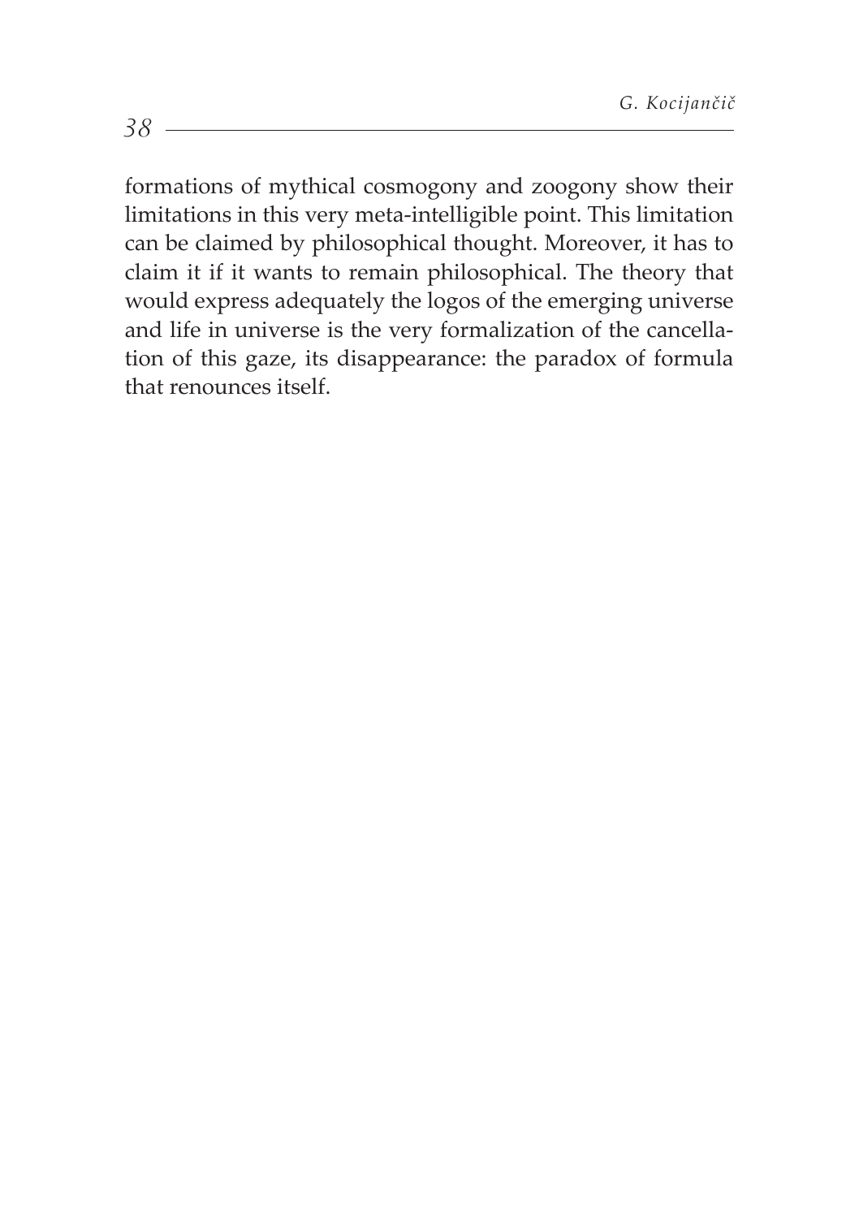formations of mythical cosmogony and zoogony show their limitations in this very meta-intelligible point. This limitation can be claimed by philosophical thought. Moreover, it has to claim it if it wants to remain philosophical. The theory that would express adequately the logos of the emerging universe and life in universe is the very formalization of the cancellation of this gaze, its disappearance: the paradox of formula that renounces itself.